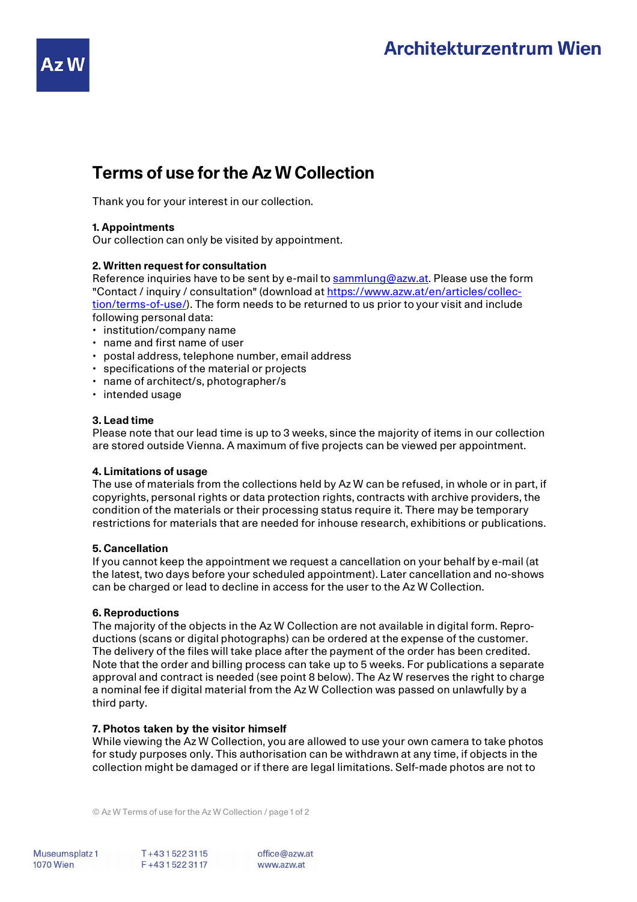# Terms of use for the Az W Collection

Thank you for your interest in our collection.

**1. Appointments**
Our collection can only be visited by appointment.

**2. Written request for consultation**
Reference inquiries have to be sent by e-mail to sammlung@azw.at. Please use the form "Contact / inquiry / consultation" (download at https://www.azw.at/en/articles/collection/terms-of-use/). The form needs to be returned to us prior to your visit and include following personal data:

- institution/company name
- name and first name of user
- postal address, telephone number, email address
- specifications of the material or projects
- name of architect/s, photographer/s
- intended usage

**3. Lead time**
Please note that our lead time is up to 3 weeks, since the majority of items in our collection are stored outside Vienna. A maximum of five projects can be viewed per appointment.

**4. Limitations of usage**
The use of materials from the collections held by Az W can be refused, in whole or in part, if copyrights, personal rights or data protection rights, contracts with archive providers, the condition of the materials or their processing status require it. There may be temporary restrictions for materials that are needed for inhouse research, exhibitions or publications.

**5. Cancellation**
If you cannot keep the appointment we request a cancellation on your behalf by e-mail (at the latest, two days before your scheduled appointment). Later cancellation and no-shows can be charged or lead to decline in access for the user to the Az W Collection.

**6. Reproductions**
The majority of the objects in the Az W Collection are not available in digital form. Reproductions (scans or digital photographs) can be ordered at the expense of the customer. The delivery of the files will take place after the payment of the order has been credited. Note that the order and billing process can take up to 5 weeks. For publications a separate approval and contract is needed (see point 8 below). The Az W reserves the right to charge a nominal fee if digital material from the Az W Collection was passed on unlawfully by a third party.

**7. Photos taken by the visitor himself**
While viewing the Az W Collection, you are allowed to use your own camera to take photos for study purposes only. This authorisation can be withdrawn at any time, if objects in the collection might be damaged or if there are legal limitations. Self-made photos are not to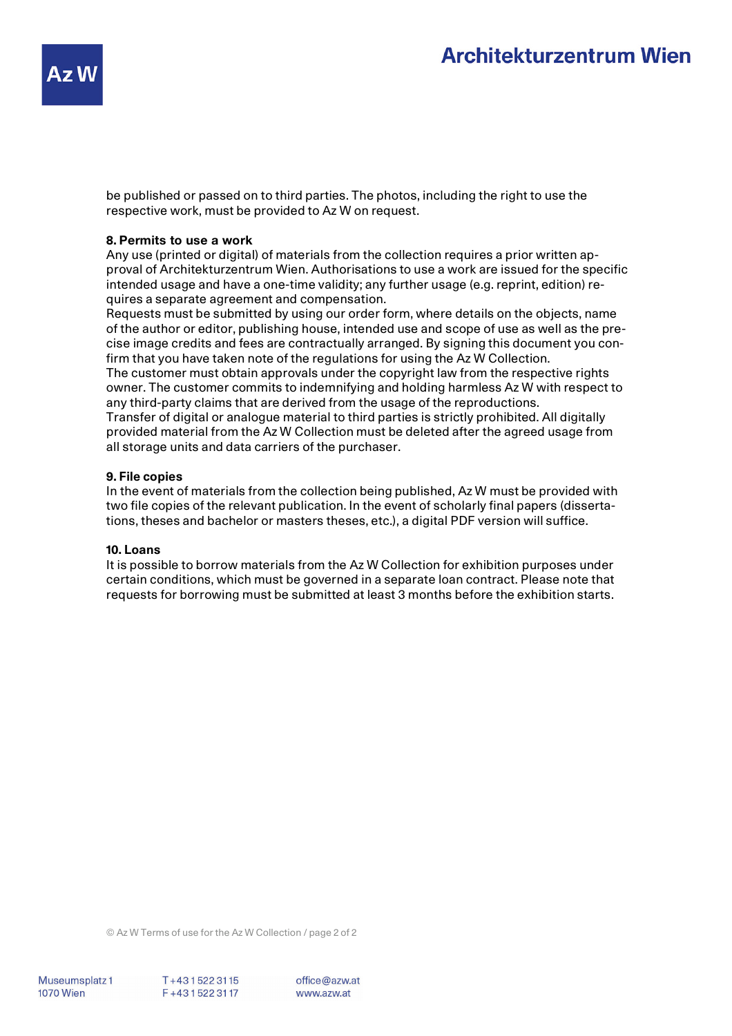be published or passed on to third parties. The photos, including the right to use the respective work, must be provided to Az W on request.

**8. Permits to use a work**

Any use (printed or digital) of materials from the collection requires a prior written approval of Architekturzentrum Wien. Authorisations to use a work are issued for the specific intended usage and have a one-time validity; any further usage (e.g. reprint, edition) requires a separate agreement and compensation.
Requests must be submitted by using our order form, where details on the objects, name of the author or editor, publishing house, intended use and scope of use as well as the precise image credits and fees are contractually arranged. By signing this document you confirm that you have taken note of the regulations for using the Az W Collection.
The customer must obtain approvals under the copyright law from the respective rights owner. The customer commits to indemnifying and holding harmless Az W with respect to any third-party claims that are derived from the usage of the reproductions.
Transfer of digital or analogue material to third parties is strictly prohibited. All digitally provided material from the Az W Collection must be deleted after the agreed usage from all storage units and data carriers of the purchaser.

**9. File copies**

In the event of materials from the collection being published, Az W must be provided with two file copies of the relevant publication. In the event of scholarly final papers (dissertations, theses and bachelor or masters theses, etc.), a digital PDF version will suffice.

**10. Loans**

It is possible to borrow materials from the Az W Collection for exhibition purposes under certain conditions, which must be governed in a separate loan contract. Please note that requests for borrowing must be submitted at least 3 months before the exhibition starts.